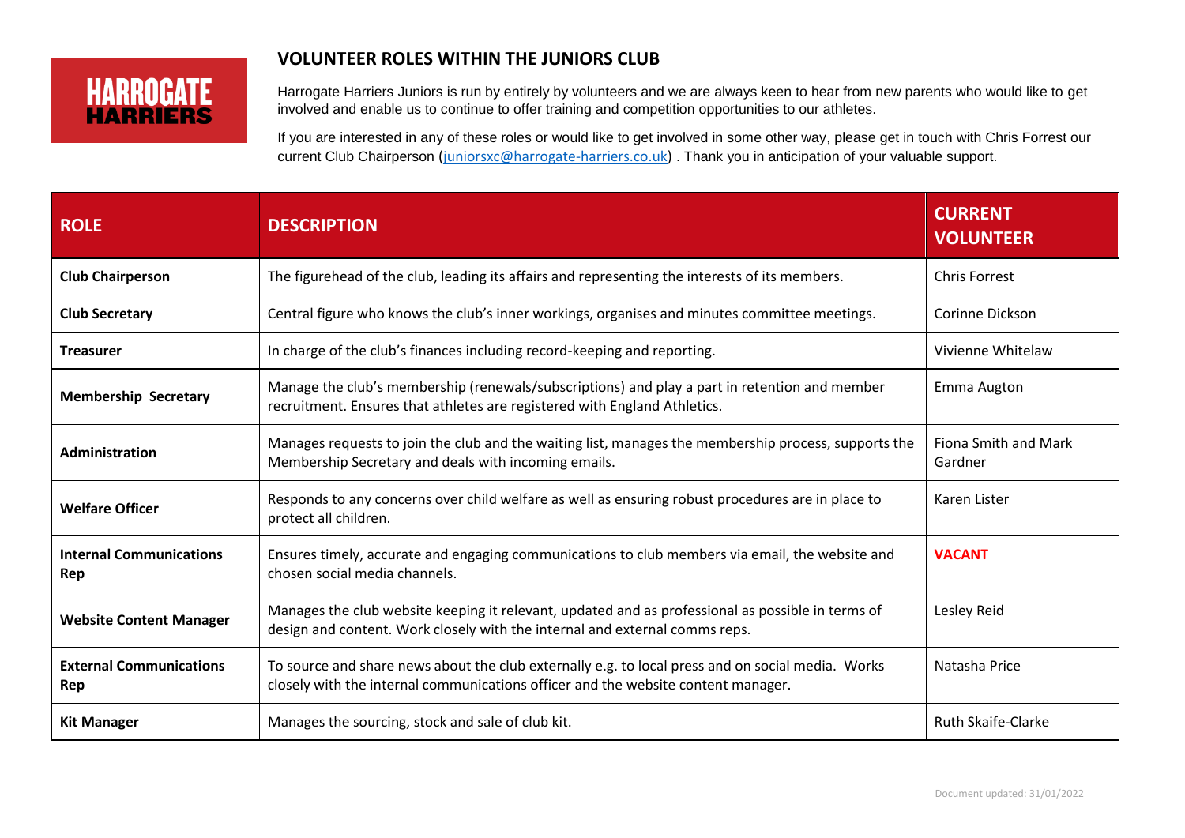HARROGATE HARRIERS

# VOLUNTEER ROLES WITHIN THE JUNIORS CLUB

Harrogate Harriers Juniors is run by entirely by volunteers and we are always keen to hear from new parents who would like to get involved and enable us to continue to offer training and competition opportunities to our athletes.

If you are interested in any of these roles or would like to get involved in some other way, please get in touch with Chris Forrest our current Club Chairperson (juniorsxc@harrogate-harriers.co.uk) . Thank you in anticipation of your valuable support.

| ROLE | DESCRIPTION | CURRENT VOLUNTEER |
|---|---|---|
| **Club Chairperson** | The figurehead of the club, leading its affairs and representing the interests of its members. | Chris Forrest |
| **Club Secretary** | Central figure who knows the club's inner workings, organises and minutes committee meetings. | Corinne Dickson |
| **Treasurer** | In charge of the club's finances including record-keeping and reporting. | Vivienne Whitelaw |
| **Membership Secretary** | Manage the club's membership (renewals/subscriptions) and play a part in retention and member recruitment. Ensures that athletes are registered with England Athletics. | Emma Augton |
| **Administration** | Manages requests to join the club and the waiting list, manages the membership process, supports the Membership Secretary and deals with incoming emails. | Fiona Smith and Mark Gardner |
| **Welfare Officer** | Responds to any concerns over child welfare as well as ensuring robust procedures are in place to protect all children. | Karen Lister |
| **Internal Communications Rep** | Ensures timely, accurate and engaging communications to club members via email, the website and chosen social media channels. | **VACANT** |
| **Website Content Manager** | Manages the club website keeping it relevant, updated and as professional as possible in terms of design and content. Work closely with the internal and external comms reps. | Lesley Reid |
| **External Communications Rep** | To source and share news about the club externally e.g. to local press and on social media. Works closely with the internal communications officer and the website content manager. | Natasha Price |
| **Kit Manager** | Manages the sourcing, stock and sale of club kit. | Ruth Skaife-Clarke |

Document updated: 31/01/2022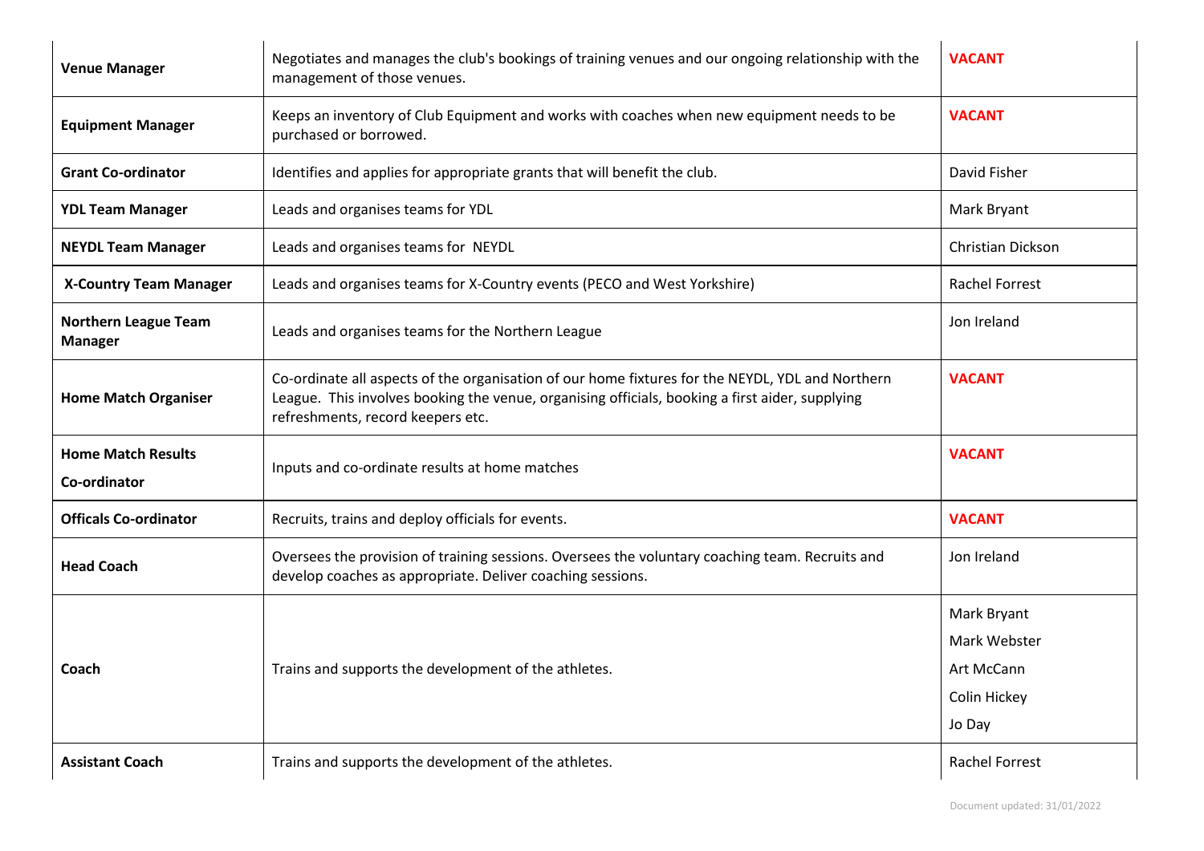| | | |
|---|---|---|
| **Venue Manager** | Negotiates and manages the club's bookings of training venues and our ongoing relationship with the management of those venues. | **VACANT** |
| **Equipment Manager** | Keeps an inventory of Club Equipment and works with coaches when new equipment needs to be purchased or borrowed. | **VACANT** |
| **Grant Co-ordinator** | Identifies and applies for appropriate grants that will benefit the club. | David Fisher |
| **YDL Team Manager** | Leads and organises teams for YDL | Mark Bryant |
| **NEYDL Team Manager** | Leads and organises teams for NEYDL | Christian Dickson |
| **X-Country Team Manager** | Leads and organises teams for X-Country events (PECO and West Yorkshire) | Rachel Forrest |
| **Northern League Team Manager** | Leads and organises teams for the Northern League | Jon Ireland |
| **Home Match Organiser** | Co-ordinate all aspects of the organisation of our home fixtures for the NEYDL, YDL and Northern League. This involves booking the venue, organising officials, booking a first aider, supplying refreshments, record keepers etc. | **VACANT** |
| **Home Match Results Co-ordinator** | Inputs and co-ordinate results at home matches | **VACANT** |
| **Officals Co-ordinator** | Recruits, trains and deploy officials for events. | **VACANT** |
| **Head Coach** | Oversees the provision of training sessions. Oversees the voluntary coaching team. Recruits and develop coaches as appropriate. Deliver coaching sessions. | Jon Ireland |
| **Coach** | Trains and supports the development of the athletes. | Mark Bryant<br>Mark Webster<br>Art McCann<br>Colin Hickey<br>Jo Day |
| **Assistant Coach** | Trains and supports the development of the athletes. | Rachel Forrest |

Document updated: 31/01/2022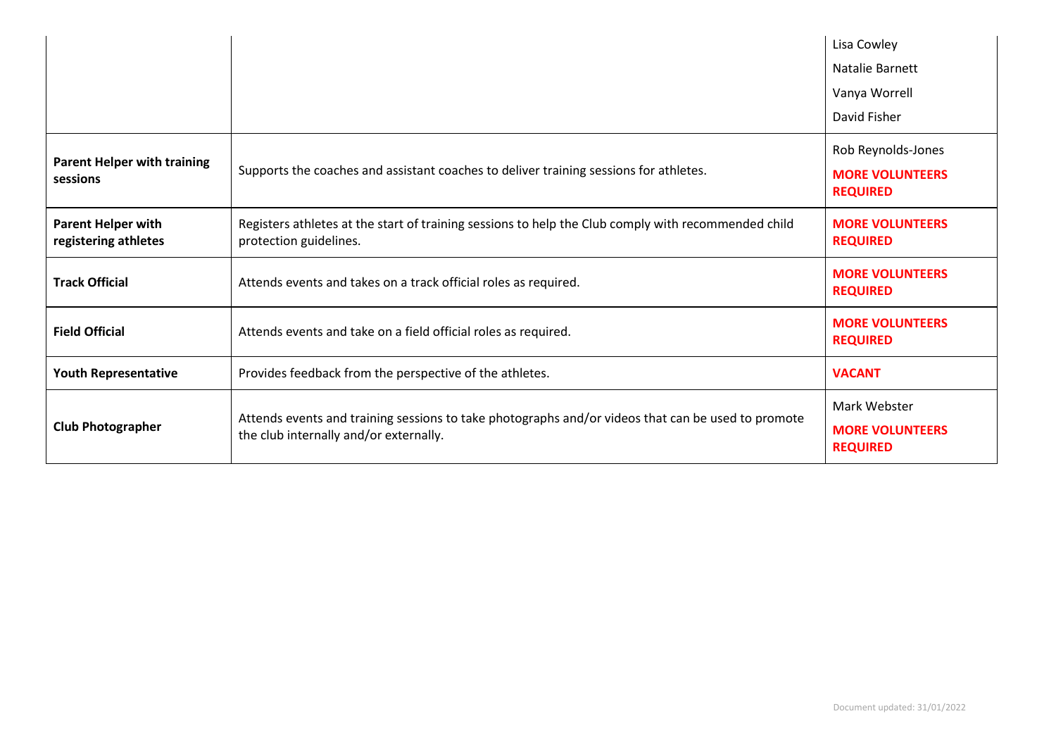| | | |
|---|---|---|
| | | Lisa Cowley<br>Natalie Barnett<br>Vanya Worrell<br>David Fisher |
| **Parent Helper with training sessions** | Supports the coaches and assistant coaches to deliver training sessions for athletes. | Rob Reynolds-Jones<br>**MORE VOLUNTEERS REQUIRED** |
| **Parent Helper with registering athletes** | Registers athletes at the start of training sessions to help the Club comply with recommended child protection guidelines. | **MORE VOLUNTEERS REQUIRED** |
| **Track Official** | Attends events and takes on a track official roles as required. | **MORE VOLUNTEERS REQUIRED** |
| **Field Official** | Attends events and take on a field official roles as required. | **MORE VOLUNTEERS REQUIRED** |
| **Youth Representative** | Provides feedback from the perspective of the athletes. | **VACANT** |
| **Club Photographer** | Attends events and training sessions to take photographs and/or videos that can be used to promote the club internally and/or externally. | Mark Webster<br>**MORE VOLUNTEERS REQUIRED** |

Document updated: 31/01/2022